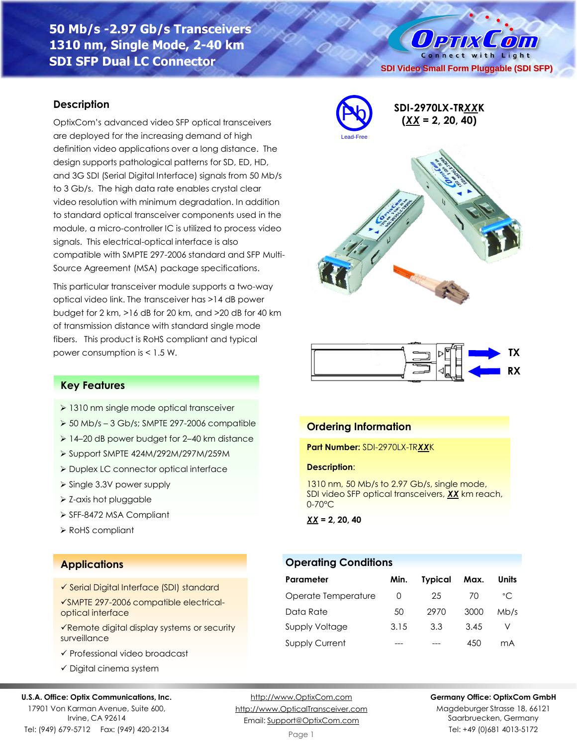# 50 Mb/s -2.97 Gb/s Transceivers
# 1310 nm, Single Mode, 2-40 km
# SDI SFP Dual LC Connector

OptixCom — Connect with Light

SDI Video Small Form Pluggable (SDI SFP)

**SDI-2970LX-TR*XX*K**
**(*XX* = 2, 20, 40)**

Lead-Free

TX

RX

## Description

OptixCom's advanced video SFP optical transceivers are deployed for the increasing demand of high definition video applications over a long distance. The design supports pathological patterns for SD, ED, HD, and 3G SDI (Serial Digital Interface) signals from 50 Mb/s to 3 Gb/s. The high data rate enables crystal clear video resolution with minimum degradation. In addition to standard optical transceiver components used in the module, a micro-controller IC is utilized to process video signals. This electrical-optical interface is also compatible with SMPTE 297-2006 standard and SFP Multi-Source Agreement (MSA) package specifications.

This particular transceiver module supports a two-way optical video link. The transceiver has >14 dB power budget for 2 km, >16 dB for 20 km, and >20 dB for 40 km of transmission distance with standard single mode fibers. This product is RoHS compliant and typical power consumption is < 1.5 W.

## Key Features

- 1310 nm single mode optical transceiver
- 50 Mb/s – 3 Gb/s; SMPTE 297-2006 compatible
- 14–20 dB power budget for 2–40 km distance
- Support SMPTE 424M/292M/297M/259M
- Duplex LC connector optical interface
- Single 3.3V power supply
- Z-axis hot pluggable
- SFF-8472 MSA Compliant
- RoHS compliant

## Ordering Information

**Part Number:** SDI-2970LX-TR***XX***K

**Description**:

1310 nm, 50 Mb/s to 2.97 Gb/s, single mode, SDI video SFP optical transceivers, ***XX*** km reach, 0-70°C

***XX*** **= 2, 20, 40**

## Applications

- ✓ Serial Digital Interface (SDI) standard
- ✓ SMPTE 297-2006 compatible electrical-optical interface
- ✓ Remote digital display systems or security surveillance
- ✓ Professional video broadcast
- ✓ Digital cinema system

## Operating Conditions

| Parameter | Min. | Typical | Max. | Units |
|---|---|---|---|---|
| Operate Temperature | 0 | 25 | 70 | °C |
| Data Rate | 50 | 2970 | 3000 | Mb/s |
| Supply Voltage | 3.15 | 3.3 | 3.45 | V |
| Supply Current | --- | --- | 450 | mA |

**U.S.A. Office: Optix Communications, Inc.**
17901 Von Karman Avenue, Suite 600,
Irvine, CA 92614
Tel: (949) 679-5712 Fax: (949) 420-2134

http://www.OptixCom.com
http://www.OpticalTransceiver.com
Email: Support@OptixCom.com

**Germany Office: OptixCom GmbH**
Magdeburger Strasse 18, 66121
Saarbruecken, Germany
Tel: +49 (0)681 4013-5172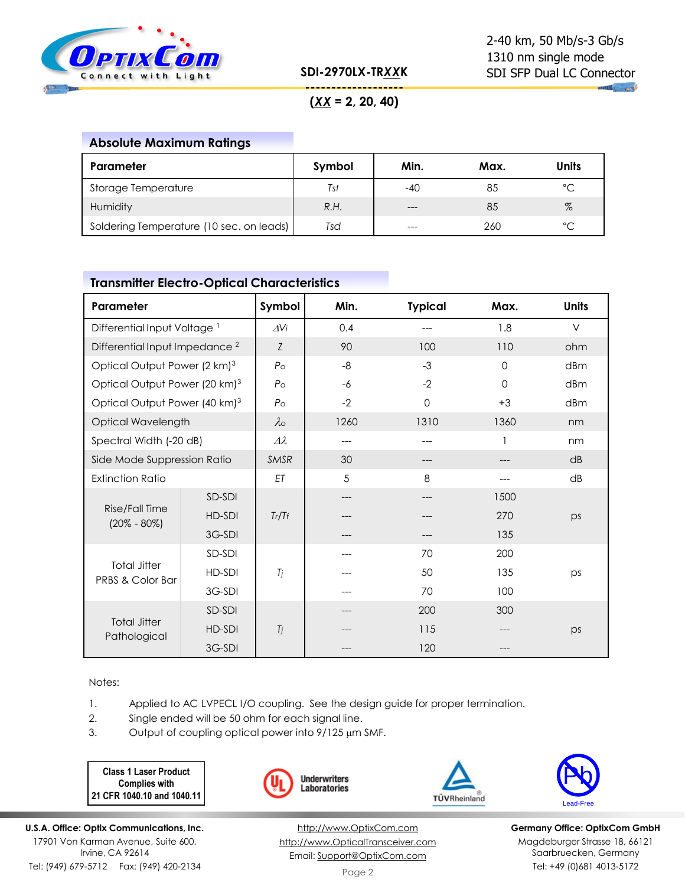## Absolute Maximum Ratings

| Parameter | Symbol | Min. | Max. | Units |
|---|---|---|---|---|
| Storage Temperature | *Tst* | -40 | 85 | °C |
| Humidity | *R.H.* | --- | 85 | % |
| Soldering Temperature (10 sec. on leads) | *Tsd* | --- | 260 | °C |

## Transmitter Electro-Optical Characteristics

| Parameter | | Symbol | Min. | Typical | Max. | Units |
|---|---|---|---|---|---|---|
| Differential Input Voltage [1] | | $\Delta V_i$ | 0.4 | --- | 1.8 | V |
| Differential Input Impedance [2] | | *Z* | 90 | 100 | 110 | ohm |
| Optical Output Power (2 km)[3] | | $P_o$ | -8 | -3 | 0 | dBm |
| Optical Output Power (20 km)[3] | | $P_o$ | -6 | -2 | 0 | dBm |
| Optical Output Power (40 km)[3] | | $P_o$ | -2 | 0 | +3 | dBm |
| Optical Wavelength | | $\lambda_o$ | 1260 | 1310 | 1360 | nm |
| Spectral Width (-20 dB) | | $\Delta\lambda$ | --- | --- | 1 | nm |
| Side Mode Suppression Ratio | | *SMSR* | 30 | --- | --- | dB |
| Extinction Ratio | | *ET* | 5 | 8 | --- | dB |
| Rise/Fall Time (20% - 80%) | SD-SDI | $T_r/T_f$ | --- | --- | 1500 | ps |
| | HD-SDI | | --- | --- | 270 | |
| | 3G-SDI | | --- | --- | 135 | |
| Total Jitter PRBS & Color Bar | SD-SDI | $T_j$ | --- | 70 | 200 | ps |
| | HD-SDI | | --- | 50 | 135 | |
| | 3G-SDI | | --- | 70 | 100 | |
| Total Jitter Pathological | SD-SDI | $T_j$ | --- | 200 | 300 | ps |
| | HD-SDI | | --- | 115 | --- | |
| | 3G-SDI | | --- | 120 | --- | |

Notes:

1. Applied to AC LVPECL I/O coupling. See the design guide for proper termination.
2. Single ended will be 50 ohm for each signal line.
3. Output of coupling optical power into 9/125 µm SMF.

**Class 1 Laser Product Complies with 21 CFR 1040.10 and 1040.11**

Underwriters Laboratories

TÜVRheinland

Lead-Free

**U.S.A. Office: Optix Communications, Inc.**
17901 Von Karman Avenue, Suite 600,
Irvine, CA 92614
Tel: (949) 679-5712 Fax: (949) 420-2134

http://www.OptixCom.com
http://www.OpticalTransceiver.com
Email: Support@OptixCom.com

**Germany Office: OptixCom GmbH**
Magdeburger Strasse 18, 66121
Saarbruecken, Germany
Tel: +49 (0)681 4013-5172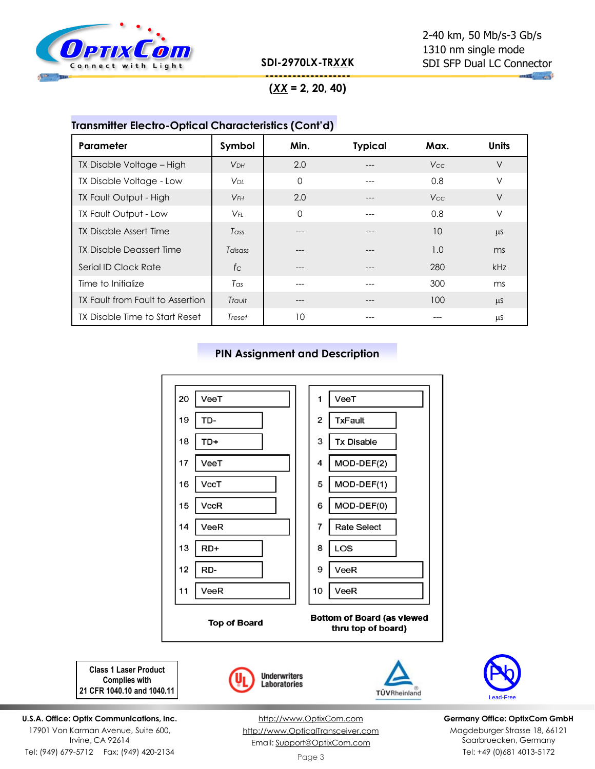## Transmitter Electro-Optical Characteristics (Cont'd)

| Parameter | Symbol | Min. | Typical | Max. | Units |
|---|---|---|---|---|---|
| TX Disable Voltage – High | $V_{DH}$ | 2.0 | --- | $V_{CC}$ | V |
| TX Disable Voltage - Low | $V_{DL}$ | 0 | --- | 0.8 | V |
| TX Fault Output - High | $V_{FH}$ | 2.0 | --- | $V_{CC}$ | V |
| TX Fault Output - Low | $V_{FL}$ | 0 | --- | 0.8 | V |
| TX Disable Assert Time | $T_{ass}$ | --- | --- | 10 | μs |
| TX Disable Deassert Time | $T_{disass}$ | --- | --- | 1.0 | ms |
| Serial ID Clock Rate | $f_C$ | --- | --- | 280 | kHz |
| Time to Initialize | $T_{as}$ | --- | --- | 300 | ms |
| TX Fault from Fault to Assertion | $T_{fault}$ | --- | --- | 100 | μs |
| TX Disable Time to Start Reset | $T_{reset}$ | 10 | --- | --- | μs |

## PIN Assignment and Description

| Pin | Top of Board | Pin | Bottom of Board (as viewed thru top of board) |
|---|---|---|---|
| 20 | VeeT | 1 | VeeT |
| 19 | TD- | 2 | TxFault |
| 18 | TD+ | 3 | Tx Disable |
| 17 | VeeT | 4 | MOD-DEF(2) |
| 16 | VccT | 5 | MOD-DEF(1) |
| 15 | VccR | 6 | MOD-DEF(0) |
| 14 | VeeR | 7 | Rate Select |
| 13 | RD+ | 8 | LOS |
| 12 | RD- | 9 | VeeR |
| 11 | VeeR | 10 | VeeR |

Class 1 Laser Product Complies with 21 CFR 1040.10 and 1040.11

Underwriters Laboratories

TÜVRheinland

Lead-Free

**U.S.A. Office: Optix Communications, Inc.**
17901 Von Karman Avenue, Suite 600,
Irvine, CA 92614
Tel: (949) 679-5712 Fax: (949) 420-2134

http://www.OptixCom.com
http://www.OpticalTransceiver.com
Email: Support@OptixCom.com

**Germany Office: OptixCom GmbH**
Magdeburger Strasse 18, 66121
Saarbruecken, Germany
Tel: +49 (0)681 4013-5172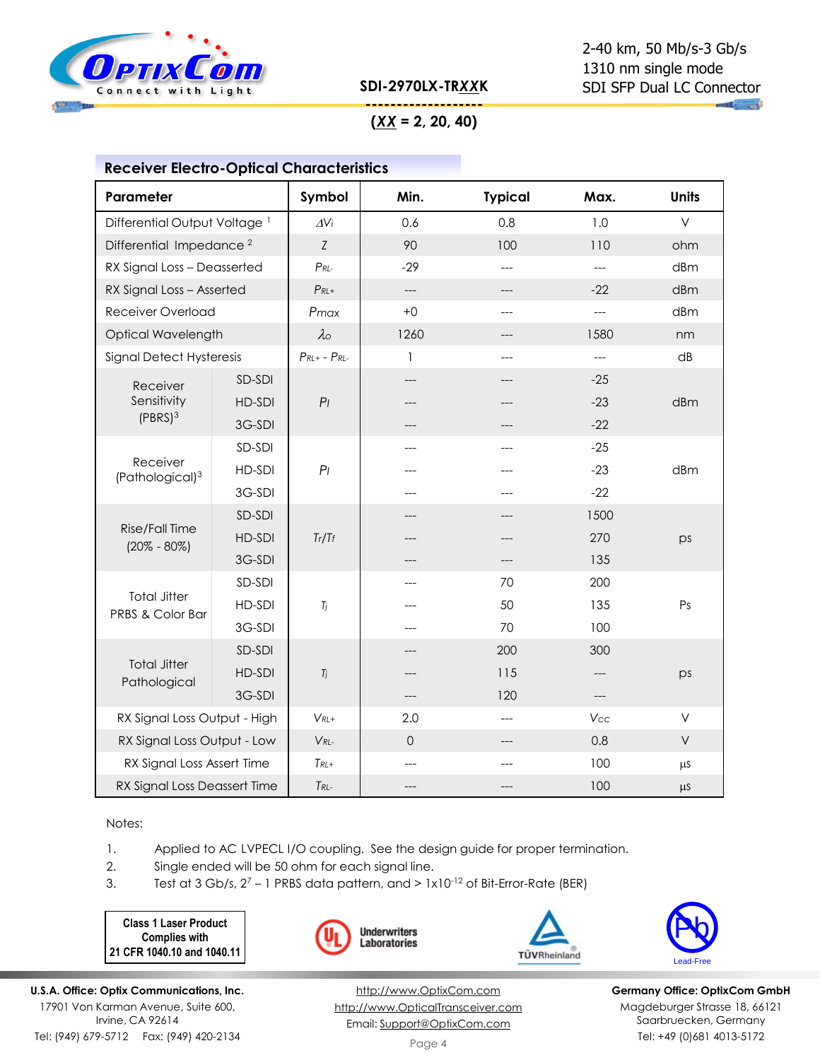## Receiver Electro-Optical Characteristics

| Parameter | | Symbol | Min. | Typical | Max. | Units |
|---|---|---|---|---|---|---|
| Differential Output Voltage [1] | | $\Delta V_i$ | 0.6 | 0.8 | 1.0 | V |
| Differential Impedance [2] | | $Z$ | 90 | 100 | 110 | ohm |
| RX Signal Loss – Deasserted | | $P_{RL-}$ | -29 | --- | --- | dBm |
| RX Signal Loss – Asserted | | $P_{RL+}$ | --- | --- | -22 | dBm |
| Receiver Overload | | $P_{max}$ | +0 | --- | --- | dBm |
| Optical Wavelength | | $\lambda_O$ | 1260 | --- | 1580 | nm |
| Signal Detect Hysteresis | | $P_{RL+}$ - $P_{RL-}$ | 1 | --- | --- | dB |
| Receiver Sensitivity (PBRS)[3] | SD-SDI | $P_I$ | --- | --- | -25 | dBm |
| | HD-SDI | | --- | --- | -23 | |
| | 3G-SDI | | --- | --- | -22 | |
| Receiver (Pathological)[3] | SD-SDI | $P_I$ | --- | --- | -25 | dBm |
| | HD-SDI | | --- | --- | -23 | |
| | 3G-SDI | | --- | --- | -22 | |
| Rise/Fall Time (20% - 80%) | SD-SDI | $T_r/T_f$ | --- | --- | 1500 | ps |
| | HD-SDI | | --- | --- | 270 | |
| | 3G-SDI | | --- | --- | 135 | |
| Total Jitter PRBS & Color Bar | SD-SDI | $T_j$ | --- | 70 | 200 | Ps |
| | HD-SDI | | --- | 50 | 135 | |
| | 3G-SDI | | --- | 70 | 100 | |
| Total Jitter Pathological | SD-SDI | $T_j$ | --- | 200 | 300 | ps |
| | HD-SDI | | --- | 115 | --- | |
| | 3G-SDI | | --- | 120 | --- | |
| RX Signal Loss Output - High | | $V_{RL+}$ | 2.0 | --- | $V_{CC}$ | V |
| RX Signal Loss Output - Low | | $V_{RL-}$ | 0 | --- | 0.8 | V |
| RX Signal Loss Assert Time | | $T_{RL+}$ | --- | --- | 100 | μs |
| RX Signal Loss Deassert Time | | $T_{RL-}$ | --- | --- | 100 | μs |

Notes:

1. Applied to AC LVPECL I/O coupling. See the design guide for proper termination.
2. Single ended will be 50 ohm for each signal line.
3. Test at 3 Gb/s, $2^7 - 1$ PRBS data pattern, and > $1 \times 10^{-12}$ of Bit-Error-Rate (BER)

**Class 1 Laser Product Complies with 21 CFR 1040.10 and 1040.11**

Underwriters Laboratories

TÜVRheinland

Lead-Free

**U.S.A. Office: Optix Communications, Inc.**
17901 Von Karman Avenue, Suite 600,
Irvine, CA 92614
Tel: (949) 679-5712 Fax: (949) 420-2134

http://www.OptixCom.com
http://www.OpticalTransceiver.com
Email: Support@OptixCom.com

**Germany Office: OptixCom GmbH**
Magdeburger Strasse 18, 66121
Saarbruecken, Germany
Tel: +49 (0)681 4013-5172